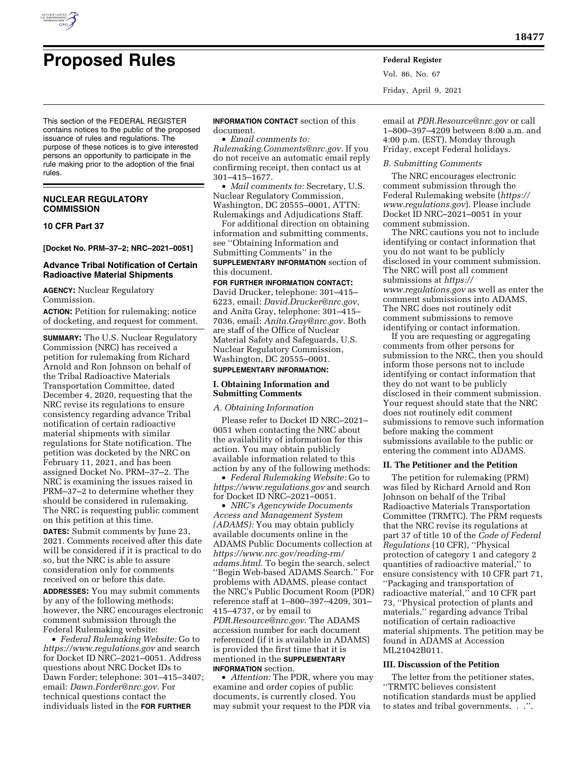# Proposed Rules

This section of the FEDERAL REGISTER contains notices to the public of the proposed issuance of rules and regulations. The purpose of these notices is to give interested persons an opportunity to participate in the rule making prior to the adoption of the final rules.

## NUCLEAR REGULATORY COMMISSION

## 10 CFR Part 37

**[Docket No. PRM–37–2; NRC–2021–0051]**

### Advance Tribal Notification of Certain Radioactive Material Shipments

**AGENCY:** Nuclear Regulatory Commission.

**ACTION:** Petition for rulemaking; notice of docketing, and request for comment.

**SUMMARY:** The U.S. Nuclear Regulatory Commission (NRC) has received a petition for rulemaking from Richard Arnold and Ron Johnson on behalf of the Tribal Radioactive Materials Transportation Committee, dated December 4, 2020, requesting that the NRC revise its regulations to ensure consistency regarding advance Tribal notification of certain radioactive material shipments with similar regulations for State notification. The petition was docketed by the NRC on February 11, 2021, and has been assigned Docket No. PRM–37–2. The NRC is examining the issues raised in PRM–37–2 to determine whether they should be considered in rulemaking. The NRC is requesting public comment on this petition at this time.

**DATES:** Submit comments by June 23, 2021. Comments received after this date will be considered if it is practical to do so, but the NRC is able to assure consideration only for comments received on or before this date.

**ADDRESSES:** You may submit comments by any of the following methods; however, the NRC encourages electronic comment submission through the Federal Rulemaking website:

- *Federal Rulemaking Website:* Go to *https://www.regulations.gov* and search for Docket ID NRC–2021–0051. Address questions about NRC Docket IDs to Dawn Forder; telephone: 301–415–3407; email: *Dawn.Forder@nrc.gov.* For technical questions contact the individuals listed in the **FOR FURTHER INFORMATION CONTACT** section of this document.
- *Email comments to: Rulemaking.Comments@nrc.gov.* If you do not receive an automatic email reply confirming receipt, then contact us at 301–415–1677.
- *Mail comments to:* Secretary, U.S. Nuclear Regulatory Commission, Washington, DC 20555–0001, ATTN: Rulemakings and Adjudications Staff.

For additional direction on obtaining information and submitting comments, see ''Obtaining Information and Submitting Comments'' in the **SUPPLEMENTARY INFORMATION** section of this document.

**FOR FURTHER INFORMATION CONTACT:** David Drucker, telephone: 301–415–6223, email: *David.Drucker@nrc.gov,* and Anita Gray, telephone: 301–415–7036, email: *Anita.Gray@nrc.gov.* Both are staff of the Office of Nuclear Material Safety and Safeguards, U.S. Nuclear Regulatory Commission, Washington, DC 20555–0001.

**SUPPLEMENTARY INFORMATION:**

### I. Obtaining Information and Submitting Comments

*A. Obtaining Information*

Please refer to Docket ID NRC–2021–0051 when contacting the NRC about the availability of information for this action. You may obtain publicly available information related to this action by any of the following methods:

- *Federal Rulemaking Website:* Go to *https://www.regulations.gov* and search for Docket ID NRC–2021–0051.
- *NRC's Agencywide Documents Access and Management System (ADAMS):* You may obtain publicly available documents online in the ADAMS Public Documents collection at *https://www.nrc.gov/reading-rm/adams.html.* To begin the search, select ''Begin Web-based ADAMS Search.'' For problems with ADAMS, please contact the NRC's Public Document Room (PDR) reference staff at 1–800–397–4209, 301–415–4737, or by email to *PDR.Resource@nrc.gov.* The ADAMS accession number for each document referenced (if it is available in ADAMS) is provided the first time that it is mentioned in the **SUPPLEMENTARY INFORMATION** section.
- *Attention:* The PDR, where you may examine and order copies of public documents, is currently closed. You may submit your request to the PDR via email at *PDR.Resource@nrc.gov* or call 1–800–397–4209 between 8:00 a.m. and 4:00 p.m. (EST), Monday through Friday, except Federal holidays.

*B. Submitting Comments*

The NRC encourages electronic comment submission through the Federal Rulemaking website (*https://www.regulations.gov*). Please include Docket ID NRC–2021–0051 in your comment submission.

The NRC cautions you not to include identifying or contact information that you do not want to be publicly disclosed in your comment submission. The NRC will post all comment submissions at *https://www.regulations.gov* as well as enter the comment submissions into ADAMS. The NRC does not routinely edit comment submissions to remove identifying or contact information.

If you are requesting or aggregating comments from other persons for submission to the NRC, then you should inform those persons not to include identifying or contact information that they do not want to be publicly disclosed in their comment submission. Your request should state that the NRC does not routinely edit comment submissions to remove such information before making the comment submissions available to the public or entering the comment into ADAMS.

### II. The Petitioner and the Petition

The petition for rulemaking (PRM) was filed by Richard Arnold and Ron Johnson on behalf of the Tribal Radioactive Materials Transportation Committee (TRMTC). The PRM requests that the NRC revise its regulations at part 37 of title 10 of the *Code of Federal Regulations* (10 CFR), ''Physical protection of category 1 and category 2 quantities of radioactive material,'' to ensure consistency with 10 CFR part 71, ''Packaging and transportation of radioactive material,'' and 10 CFR part 73, ''Physical protection of plants and materials,'' regarding advance Tribal notification of certain radioactive material shipments. The petition may be found in ADAMS at Accession ML21042B011.

### III. Discussion of the Petition

The letter from the petitioner states, ''TRMTC believes consistent notification standards must be applied to states and tribal governments. . .''.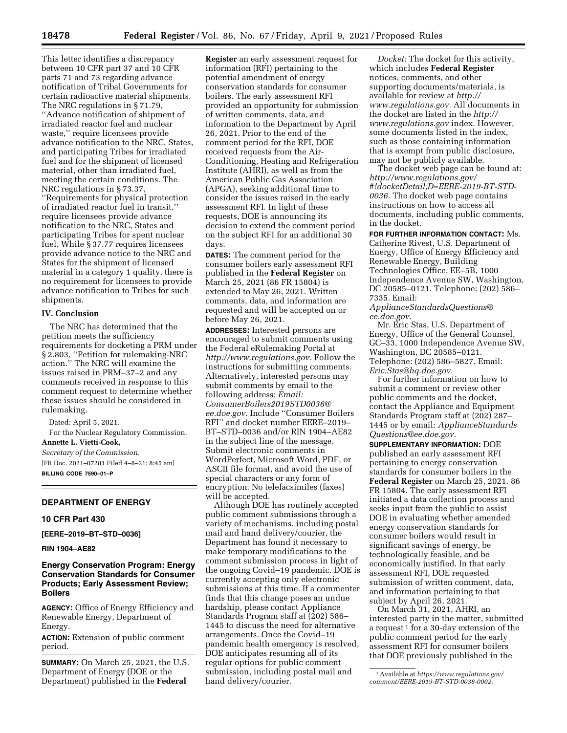This letter identifies a discrepancy between 10 CFR part 37 and 10 CFR parts 71 and 73 regarding advance notification of Tribal Governments for certain radioactive material shipments. The NRC regulations in § 71.79, ''Advance notification of shipment of irradiated reactor fuel and nuclear waste,'' require licensees provide advance notification to the NRC, States, and participating Tribes for irradiated fuel and for the shipment of licensed material, other than irradiated fuel, meeting the certain conditions. The NRC regulations in § 73.37, ''Requirements for physical protection of irradiated reactor fuel in transit,'' require licensees provide advance notification to the NRC, States and participating Tribes for spent nuclear fuel. While § 37.77 requires licensees provide advance notice to the NRC and States for the shipment of licensed material in a category 1 quality, there is no requirement for licensees to provide advance notification to Tribes for such shipments.

### IV. Conclusion

The NRC has determined that the petition meets the sufficiency requirements for docketing a PRM under § 2.803, ''Petition for rulemaking-NRC action.'' The NRC will examine the issues raised in PRM–37–2 and any comments received in response to this comment request to determine whether these issues should be considered in rulemaking.

Dated: April 5, 2021.

For the Nuclear Regulatory Commission.

**Annette L. Vietti-Cook,**

*Secretary of the Commission.*

[FR Doc. 2021–07281 Filed 4–8–21; 8:45 am]

**BILLING CODE 7590–01–P**

---

## DEPARTMENT OF ENERGY

### 10 CFR Part 430

**[EERE–2019–BT–STD–0036]**

**RIN 1904–AE82**

### Energy Conservation Program: Energy Conservation Standards for Consumer Products; Early Assessment Review; Boilers

**AGENCY:** Office of Energy Efficiency and Renewable Energy, Department of Energy.

**ACTION:** Extension of public comment period.

**SUMMARY:** On March 25, 2021, the U.S. Department of Energy (DOE or the Department) published in the **Federal Register** an early assessment request for information (RFI) pertaining to the potential amendment of energy conservation standards for consumer boilers. The early assessment RFI provided an opportunity for submission of written comments, data, and information to the Department by April 26, 2021. Prior to the end of the comment period for the RFI, DOE received requests from the Air-Conditioning, Heating and Refrigeration Institute (AHRI), as well as from the American Public Gas Association (APGA), seeking additional time to consider the issues raised in the early assessment RFI. In light of these requests, DOE is announcing its decision to extend the comment period on the subject RFI for an additional 30 days.

**DATES:** The comment period for the consumer boilers early assessment RFI published in the **Federal Register** on March 25, 2021 (86 FR 15804) is extended to May 26, 2021. Written comments, data, and information are requested and will be accepted on or before May 26, 2021.

**ADDRESSES:** Interested persons are encouraged to submit comments using the Federal eRulemaking Portal at *http://www.regulations.gov.* Follow the instructions for submitting comments. Alternatively, interested persons may submit comments by email to the following address: *Email: ConsumerBoilers2019STD0036@ee.doe.gov.* Include ''Consumer Boilers RFI'' and docket number EERE–2019–BT–STD–0036 and/or RIN 1904–AE82 in the subject line of the message. Submit electronic comments in WordPerfect, Microsoft Word, PDF, or ASCII file format, and avoid the use of special characters or any form of encryption. No telefacsimiles (faxes) will be accepted.

Although DOE has routinely accepted public comment submissions through a variety of mechanisms, including postal mail and hand delivery/courier, the Department has found it necessary to make temporary modifications to the comment submission process in light of the ongoing Covid–19 pandemic. DOE is currently accepting only electronic submissions at this time. If a commenter finds that this change poses an undue hardship, please contact Appliance Standards Program staff at (202) 586–1445 to discuss the need for alternative arrangements. Once the Covid–19 pandemic health emergency is resolved, DOE anticipates resuming all of its regular options for public comment submission, including postal mail and hand delivery/courier.

*Docket:* The docket for this activity, which includes **Federal Register** notices, comments, and other supporting documents/materials, is available for review at *http://www.regulations.gov.* All documents in the docket are listed in the *http://www.regulations.gov* index. However, some documents listed in the index, such as those containing information that is exempt from public disclosure, may not be publicly available.

The docket web page can be found at: *http://www.regulations.gov/#!docketDetail;D=EERE-2019-BT-STD-0036.* The docket web page contains instructions on how to access all documents, including public comments, in the docket.

**FOR FURTHER INFORMATION CONTACT:** Ms. Catherine Rivest, U.S. Department of Energy, Office of Energy Efficiency and Renewable Energy, Building Technologies Office, EE–5B, 1000 Independence Avenue SW, Washington, DC 20585–0121. Telephone: (202) 586–7335. Email: *ApplianceStandardsQuestions@ee.doe.gov.*

Mr. Eric Stas, U.S. Department of Energy, Office of the General Counsel, GC–33, 1000 Independence Avenue SW, Washington, DC 20585–0121. Telephone: (202) 586–5827. Email: *Eric.Stas@hq.doe.gov.*

For further information on how to submit a comment or review other public comments and the docket, contact the Appliance and Equipment Standards Program staff at (202) 287–1445 or by email: *ApplianceStandardsQuestions@ee.doe.gov.*

**SUPPLEMENTARY INFORMATION:** DOE published an early assessment RFI pertaining to energy conservation standards for consumer boilers in the **Federal Register** on March 25, 2021. 86 FR 15804. The early assessment RFI initiated a data collection process and seeks input from the public to assist DOE in evaluating whether amended energy conservation standards for consumer boilers would result in significant savings of energy, be technologically feasible, and be economically justified. In that early assessment RFI, DOE requested submission of written comment, data, and information pertaining to that subject by April 26, 2021.

On March 31, 2021, AHRI, an interested party in the matter, submitted a request [1] for a 30-day extension of the public comment period for the early assessment RFI for consumer boilers that DOE previously published in the

[1] Available at *https://www.regulations.gov/comment/EERE-2019-BT-STD-0036-0002.*